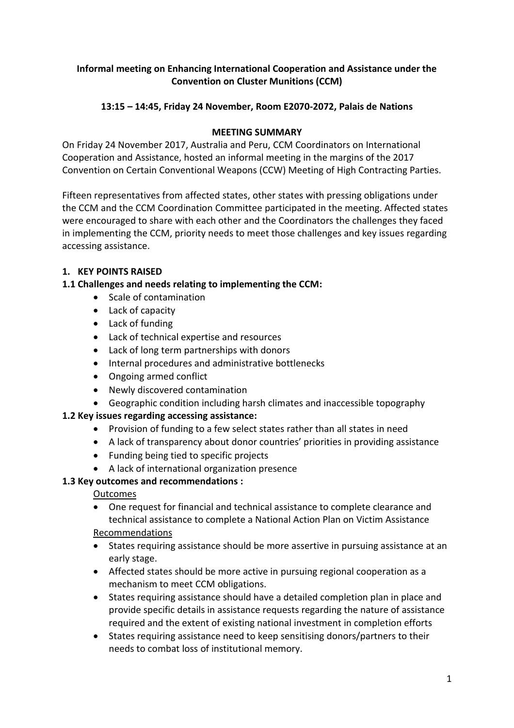**Informal meeting on Enhancing International Cooperation and Assistance under the Convention on Cluster Munitions (CCM)**

**13:15 – 14:45, Friday 24 November, Room E2070-2072, Palais de Nations**

**MEETING SUMMARY**

On Friday 24 November 2017, Australia and Peru, CCM Coordinators on International Cooperation and Assistance, hosted an informal meeting in the margins of the 2017 Convention on Certain Conventional Weapons (CCW) Meeting of High Contracting Parties.

Fifteen representatives from affected states, other states with pressing obligations under the CCM and the CCM Coordination Committee participated in the meeting. Affected states were encouraged to share with each other and the Coordinators the challenges they faced in implementing the CCM, priority needs to meet those challenges and key issues regarding accessing assistance.

**1. KEY POINTS RAISED**

**1.1 Challenges and needs relating to implementing the CCM:**

- Scale of contamination
- Lack of capacity
- Lack of funding
- Lack of technical expertise and resources
- Lack of long term partnerships with donors
- Internal procedures and administrative bottlenecks
- Ongoing armed conflict
- Newly discovered contamination
- Geographic condition including harsh climates and inaccessible topography

**1.2 Key issues regarding accessing assistance:**

- Provision of funding to a few select states rather than all states in need
- A lack of transparency about donor countries' priorities in providing assistance
- Funding being tied to specific projects
- A lack of international organization presence

**1.3 Key outcomes and recommendations :**

Outcomes

- One request for financial and technical assistance to complete clearance and technical assistance to complete a National Action Plan on Victim Assistance

Recommendations

- States requiring assistance should be more assertive in pursuing assistance at an early stage.
- Affected states should be more active in pursuing regional cooperation as a mechanism to meet CCM obligations.
- States requiring assistance should have a detailed completion plan in place and provide specific details in assistance requests regarding the nature of assistance required and the extent of existing national investment in completion efforts
- States requiring assistance need to keep sensitising donors/partners to their needs to combat loss of institutional memory.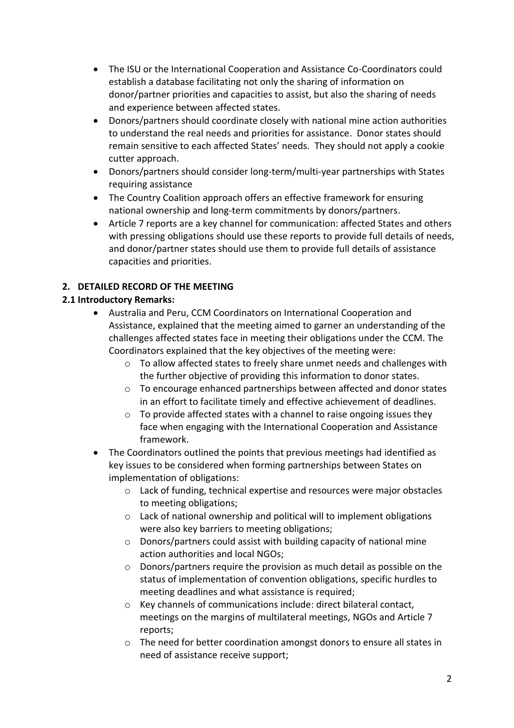- The ISU or the International Cooperation and Assistance Co-Coordinators could establish a database facilitating not only the sharing of information on donor/partner priorities and capacities to assist, but also the sharing of needs and experience between affected states.
- Donors/partners should coordinate closely with national mine action authorities to understand the real needs and priorities for assistance. Donor states should remain sensitive to each affected States' needs. They should not apply a cookie cutter approach.
- Donors/partners should consider long-term/multi-year partnerships with States requiring assistance
- The Country Coalition approach offers an effective framework for ensuring national ownership and long-term commitments by donors/partners.
- Article 7 reports are a key channel for communication: affected States and others with pressing obligations should use these reports to provide full details of needs, and donor/partner states should use them to provide full details of assistance capacities and priorities.

## 2. DETAILED RECORD OF THE MEETING

### 2.1 Introductory Remarks:

- Australia and Peru, CCM Coordinators on International Cooperation and Assistance, explained that the meeting aimed to garner an understanding of the challenges affected states face in meeting their obligations under the CCM. The Coordinators explained that the key objectives of the meeting were:
  - To allow affected states to freely share unmet needs and challenges with the further objective of providing this information to donor states.
  - To encourage enhanced partnerships between affected and donor states in an effort to facilitate timely and effective achievement of deadlines.
  - To provide affected states with a channel to raise ongoing issues they face when engaging with the International Cooperation and Assistance framework.
- The Coordinators outlined the points that previous meetings had identified as key issues to be considered when forming partnerships between States on implementation of obligations:
  - Lack of funding, technical expertise and resources were major obstacles to meeting obligations;
  - Lack of national ownership and political will to implement obligations were also key barriers to meeting obligations;
  - Donors/partners could assist with building capacity of national mine action authorities and local NGOs;
  - Donors/partners require the provision as much detail as possible on the status of implementation of convention obligations, specific hurdles to meeting deadlines and what assistance is required;
  - Key channels of communications include: direct bilateral contact, meetings on the margins of multilateral meetings, NGOs and Article 7 reports;
  - The need for better coordination amongst donors to ensure all states in need of assistance receive support;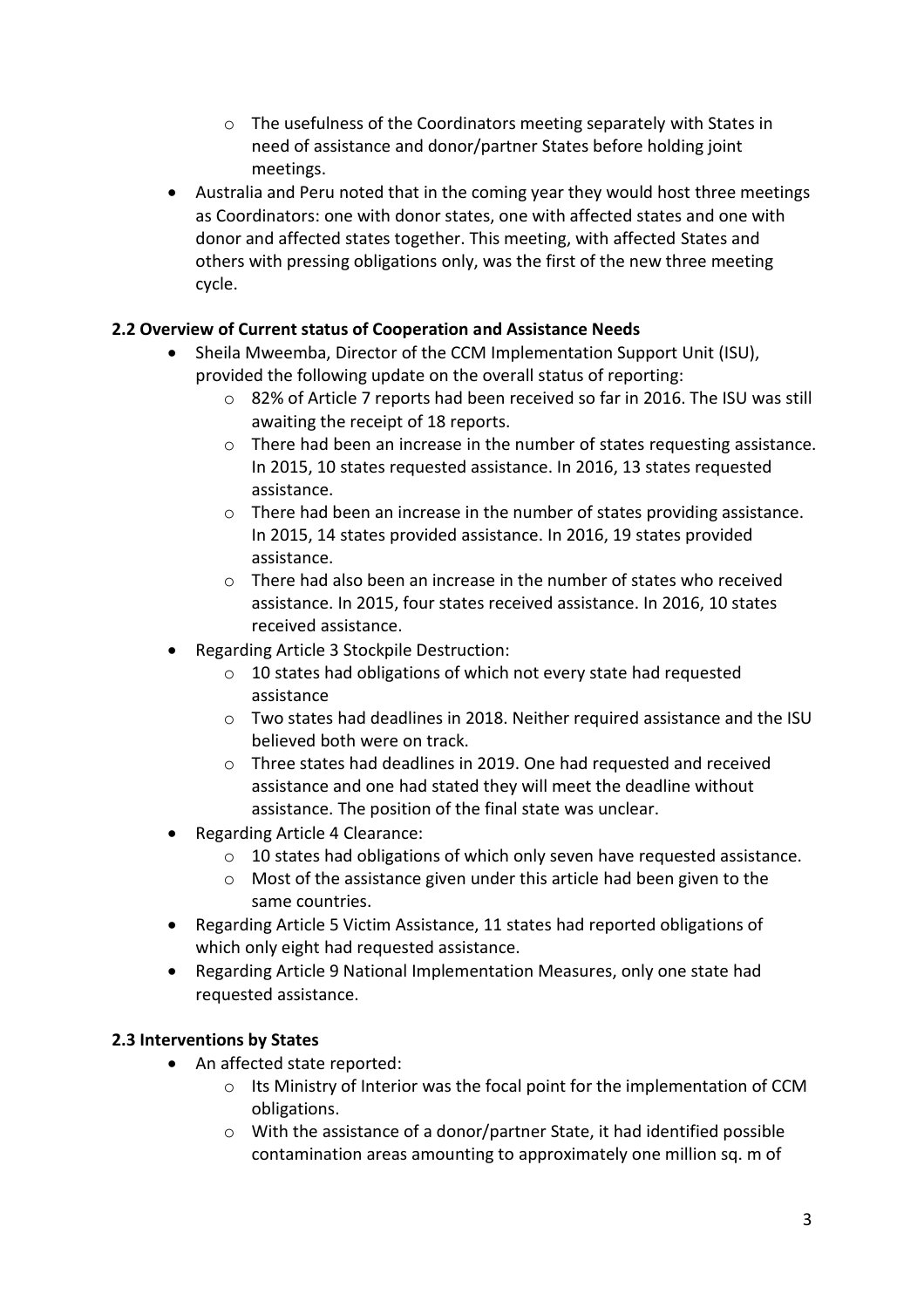- The usefulness of the Coordinators meeting separately with States in need of assistance and donor/partner States before holding joint meetings.

- Australia and Peru noted that in the coming year they would host three meetings as Coordinators: one with donor states, one with affected states and one with donor and affected states together. This meeting, with affected States and others with pressing obligations only, was the first of the new three meeting cycle.

### 2.2 Overview of Current status of Cooperation and Assistance Needs

- Sheila Mweemba, Director of the CCM Implementation Support Unit (ISU), provided the following update on the overall status of reporting:
  - 82% of Article 7 reports had been received so far in 2016. The ISU was still awaiting the receipt of 18 reports.
  - There had been an increase in the number of states requesting assistance. In 2015, 10 states requested assistance. In 2016, 13 states requested assistance.
  - There had been an increase in the number of states providing assistance. In 2015, 14 states provided assistance. In 2016, 19 states provided assistance.
  - There had also been an increase in the number of states who received assistance. In 2015, four states received assistance. In 2016, 10 states received assistance.
- Regarding Article 3 Stockpile Destruction:
  - 10 states had obligations of which not every state had requested assistance
  - Two states had deadlines in 2018. Neither required assistance and the ISU believed both were on track.
  - Three states had deadlines in 2019. One had requested and received assistance and one had stated they will meet the deadline without assistance. The position of the final state was unclear.
- Regarding Article 4 Clearance:
  - 10 states had obligations of which only seven have requested assistance.
  - Most of the assistance given under this article had been given to the same countries.
- Regarding Article 5 Victim Assistance, 11 states had reported obligations of which only eight had requested assistance.
- Regarding Article 9 National Implementation Measures, only one state had requested assistance.

### 2.3 Interventions by States

- An affected state reported:
  - Its Ministry of Interior was the focal point for the implementation of CCM obligations.
  - With the assistance of a donor/partner State, it had identified possible contamination areas amounting to approximately one million sq. m of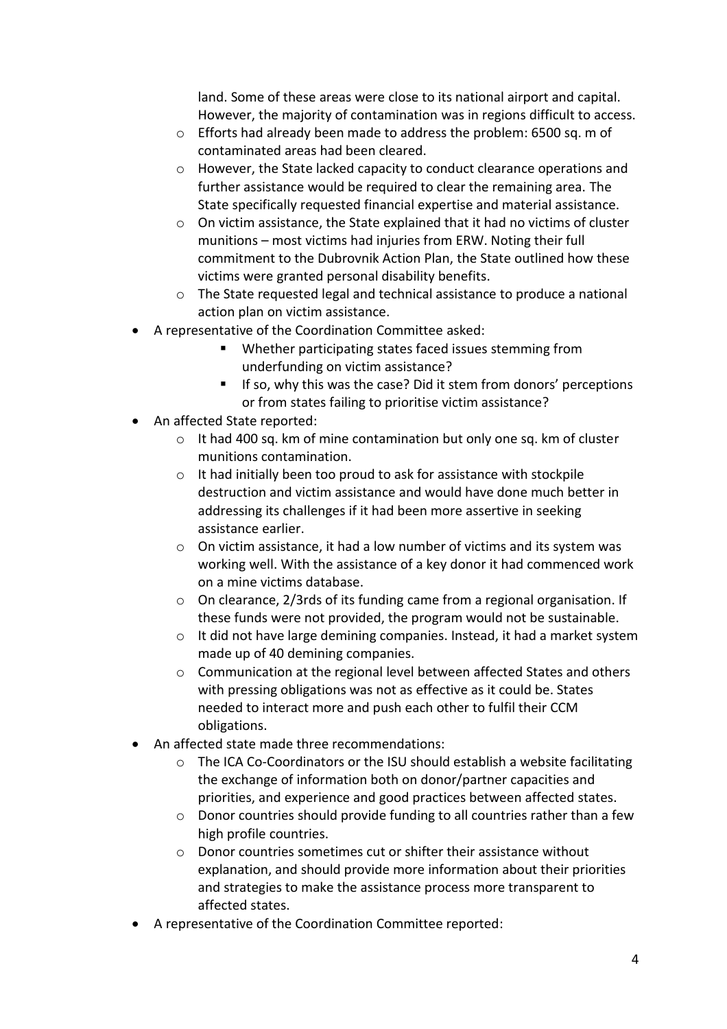land. Some of these areas were close to its national airport and capital. However, the majority of contamination was in regions difficult to access.
    - Efforts had already been made to address the problem: 6500 sq. m of contaminated areas had been cleared.
    - However, the State lacked capacity to conduct clearance operations and further assistance would be required to clear the remaining area. The State specifically requested financial expertise and material assistance.
    - On victim assistance, the State explained that it had no victims of cluster munitions – most victims had injuries from ERW. Noting their full commitment to the Dubrovnik Action Plan, the State outlined how these victims were granted personal disability benefits.
    - The State requested legal and technical assistance to produce a national action plan on victim assistance.
- A representative of the Coordination Committee asked:
        - Whether participating states faced issues stemming from underfunding on victim assistance?
        - If so, why this was the case? Did it stem from donors' perceptions or from states failing to prioritise victim assistance?
- An affected State reported:
    - It had 400 sq. km of mine contamination but only one sq. km of cluster munitions contamination.
    - It had initially been too proud to ask for assistance with stockpile destruction and victim assistance and would have done much better in addressing its challenges if it had been more assertive in seeking assistance earlier.
    - On victim assistance, it had a low number of victims and its system was working well. With the assistance of a key donor it had commenced work on a mine victims database.
    - On clearance, 2/3rds of its funding came from a regional organisation. If these funds were not provided, the program would not be sustainable.
    - It did not have large demining companies. Instead, it had a market system made up of 40 demining companies.
    - Communication at the regional level between affected States and others with pressing obligations was not as effective as it could be. States needed to interact more and push each other to fulfil their CCM obligations.
- An affected state made three recommendations:
    - The ICA Co-Coordinators or the ISU should establish a website facilitating the exchange of information both on donor/partner capacities and priorities, and experience and good practices between affected states.
    - Donor countries should provide funding to all countries rather than a few high profile countries.
    - Donor countries sometimes cut or shifter their assistance without explanation, and should provide more information about their priorities and strategies to make the assistance process more transparent to affected states.
- A representative of the Coordination Committee reported: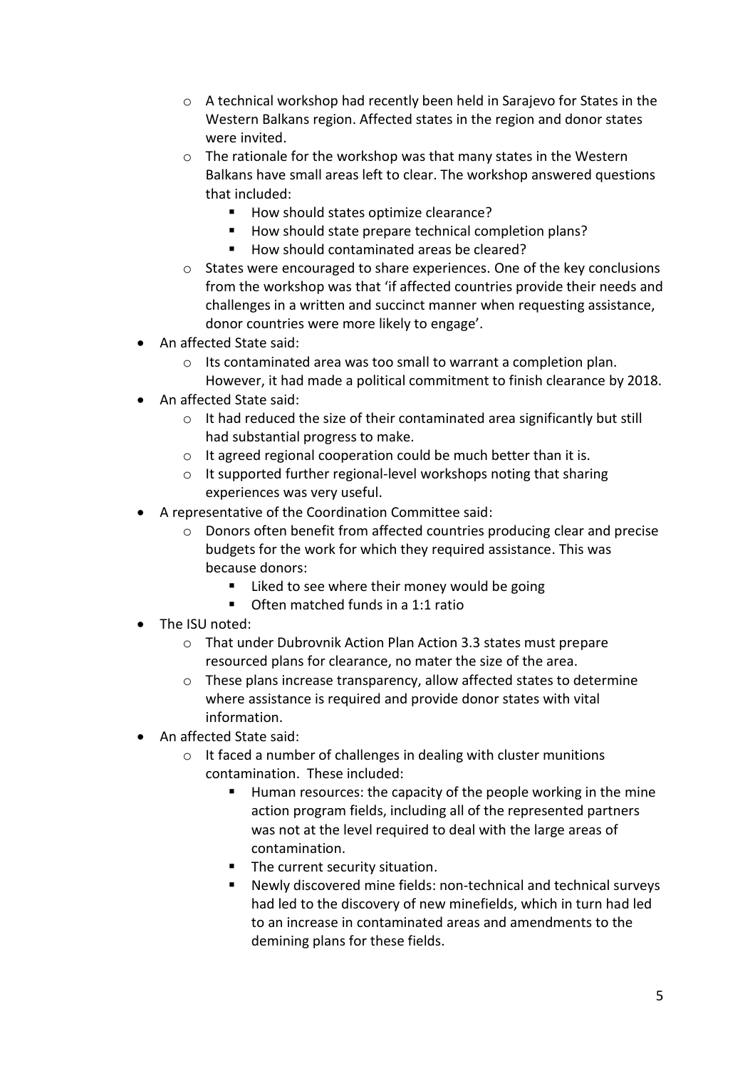- A technical workshop had recently been held in Sarajevo for States in the Western Balkans region. Affected states in the region and donor states were invited.
  - The rationale for the workshop was that many states in the Western Balkans have small areas left to clear. The workshop answered questions that included:
    - How should states optimize clearance?
    - How should state prepare technical completion plans?
    - How should contaminated areas be cleared?
  - States were encouraged to share experiences. One of the key conclusions from the workshop was that 'if affected countries provide their needs and challenges in a written and succinct manner when requesting assistance, donor countries were more likely to engage'.
- An affected State said:
  - Its contaminated area was too small to warrant a completion plan. However, it had made a political commitment to finish clearance by 2018.
- An affected State said:
  - It had reduced the size of their contaminated area significantly but still had substantial progress to make.
  - It agreed regional cooperation could be much better than it is.
  - It supported further regional-level workshops noting that sharing experiences was very useful.
- A representative of the Coordination Committee said:
  - Donors often benefit from affected countries producing clear and precise budgets for the work for which they required assistance. This was because donors:
    - Liked to see where their money would be going
    - Often matched funds in a 1:1 ratio
- The ISU noted:
  - That under Dubrovnik Action Plan Action 3.3 states must prepare resourced plans for clearance, no mater the size of the area.
  - These plans increase transparency, allow affected states to determine where assistance is required and provide donor states with vital information.
- An affected State said:
  - It faced a number of challenges in dealing with cluster munitions contamination. These included:
    - Human resources: the capacity of the people working in the mine action program fields, including all of the represented partners was not at the level required to deal with the large areas of contamination.
    - The current security situation.
    - Newly discovered mine fields: non-technical and technical surveys had led to the discovery of new minefields, which in turn had led to an increase in contaminated areas and amendments to the demining plans for these fields.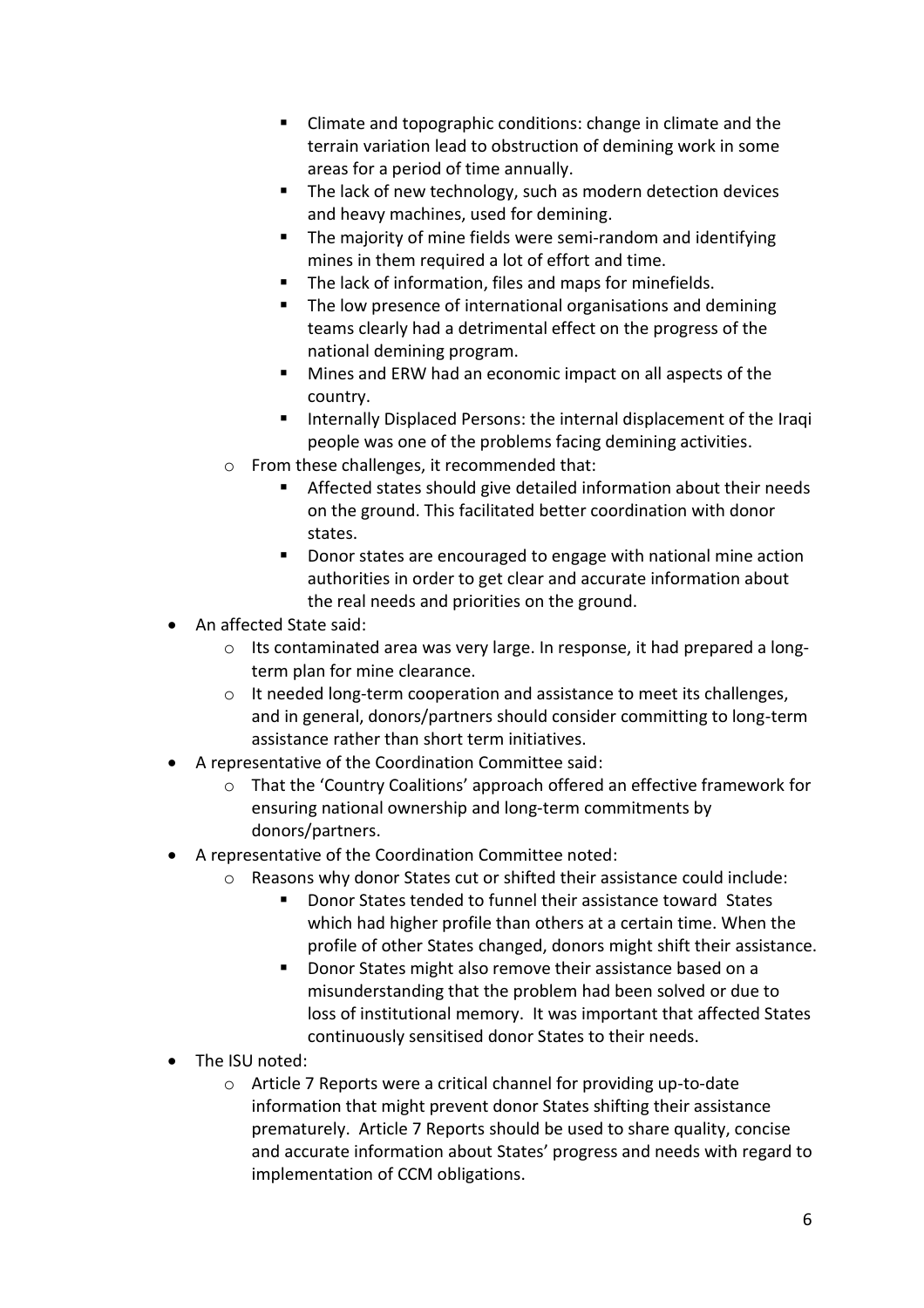- Climate and topographic conditions: change in climate and the terrain variation lead to obstruction of demining work in some areas for a period of time annually.
    - The lack of new technology, such as modern detection devices and heavy machines, used for demining.
    - The majority of mine fields were semi-random and identifying mines in them required a lot of effort and time.
    - The lack of information, files and maps for minefields.
    - The low presence of international organisations and demining teams clearly had a detrimental effect on the progress of the national demining program.
    - Mines and ERW had an economic impact on all aspects of the country.
    - Internally Displaced Persons: the internal displacement of the Iraqi people was one of the problems facing demining activities.
  - From these challenges, it recommended that:
    - Affected states should give detailed information about their needs on the ground. This facilitated better coordination with donor states.
    - Donor states are encouraged to engage with national mine action authorities in order to get clear and accurate information about the real needs and priorities on the ground.
- An affected State said:
  - Its contaminated area was very large. In response, it had prepared a long-term plan for mine clearance.
  - It needed long-term cooperation and assistance to meet its challenges, and in general, donors/partners should consider committing to long-term assistance rather than short term initiatives.
- A representative of the Coordination Committee said:
  - That the 'Country Coalitions' approach offered an effective framework for ensuring national ownership and long-term commitments by donors/partners.
- A representative of the Coordination Committee noted:
  - Reasons why donor States cut or shifted their assistance could include:
    - Donor States tended to funnel their assistance toward States which had higher profile than others at a certain time. When the profile of other States changed, donors might shift their assistance.
    - Donor States might also remove their assistance based on a misunderstanding that the problem had been solved or due to loss of institutional memory. It was important that affected States continuously sensitised donor States to their needs.
- The ISU noted:
  - Article 7 Reports were a critical channel for providing up-to-date information that might prevent donor States shifting their assistance prematurely. Article 7 Reports should be used to share quality, concise and accurate information about States' progress and needs with regard to implementation of CCM obligations.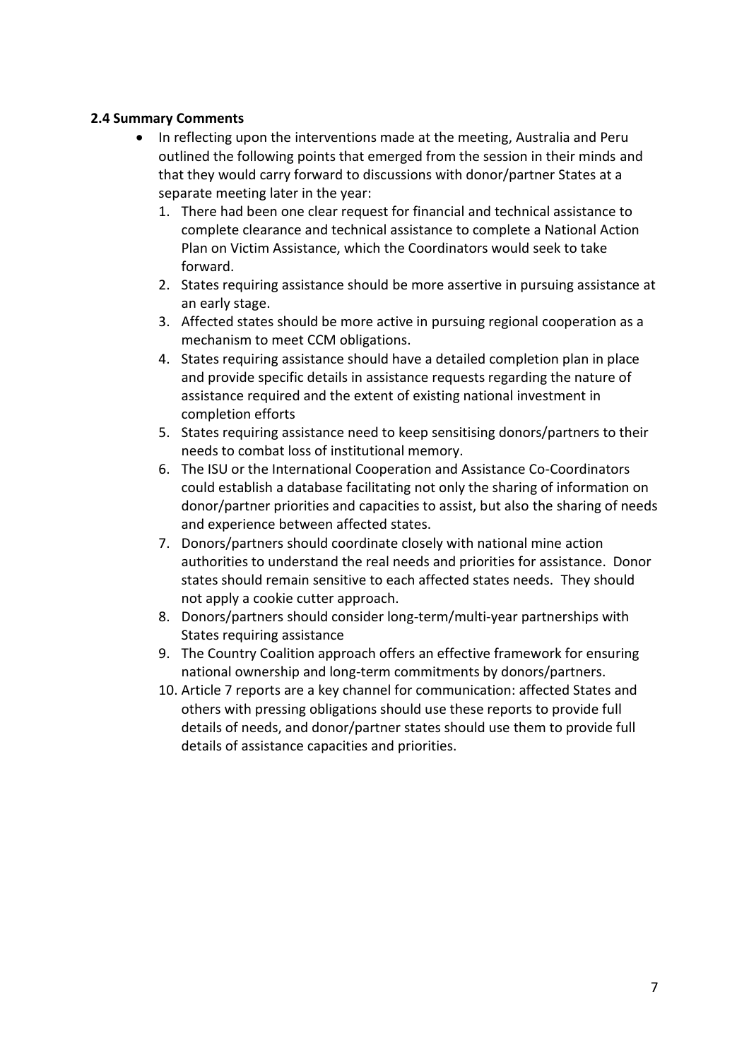**2.4 Summary Comments**

- In reflecting upon the interventions made at the meeting, Australia and Peru outlined the following points that emerged from the session in their minds and that they would carry forward to discussions with donor/partner States at a separate meeting later in the year:
  1. There had been one clear request for financial and technical assistance to complete clearance and technical assistance to complete a National Action Plan on Victim Assistance, which the Coordinators would seek to take forward.
  2. States requiring assistance should be more assertive in pursuing assistance at an early stage.
  3. Affected states should be more active in pursuing regional cooperation as a mechanism to meet CCM obligations.
  4. States requiring assistance should have a detailed completion plan in place and provide specific details in assistance requests regarding the nature of assistance required and the extent of existing national investment in completion efforts
  5. States requiring assistance need to keep sensitising donors/partners to their needs to combat loss of institutional memory.
  6. The ISU or the International Cooperation and Assistance Co-Coordinators could establish a database facilitating not only the sharing of information on donor/partner priorities and capacities to assist, but also the sharing of needs and experience between affected states.
  7. Donors/partners should coordinate closely with national mine action authorities to understand the real needs and priorities for assistance. Donor states should remain sensitive to each affected states needs. They should not apply a cookie cutter approach.
  8. Donors/partners should consider long-term/multi-year partnerships with States requiring assistance
  9. The Country Coalition approach offers an effective framework for ensuring national ownership and long-term commitments by donors/partners.
  10. Article 7 reports are a key channel for communication: affected States and others with pressing obligations should use these reports to provide full details of needs, and donor/partner states should use them to provide full details of assistance capacities and priorities.